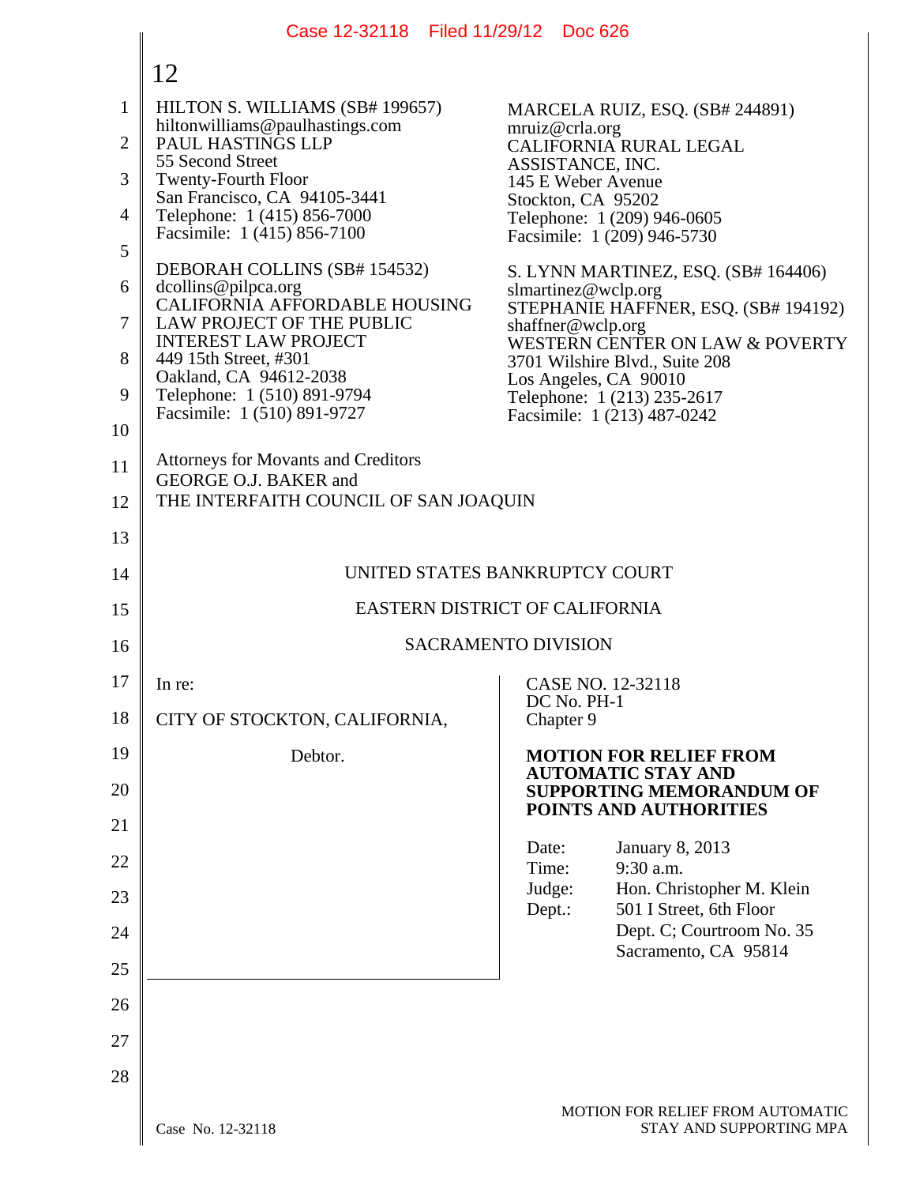HILTON S. WILLIAMS (SB# 199657)
hiltonwilliams@paulhastings.com
PAUL HASTINGS LLP
55 Second Street
Twenty-Fourth Floor
San Francisco, CA 94105-3441
Telephone: 1 (415) 856-7000
Facsimile: 1 (415) 856-7100

DEBORAH COLLINS (SB# 154532)
dcollins@pilpca.org
CALIFORNIA AFFORDABLE HOUSING LAW PROJECT OF THE PUBLIC INTEREST LAW PROJECT
449 15th Street, #301
Oakland, CA 94612-2038
Telephone: 1 (510) 891-9794
Facsimile: 1 (510) 891-9727

MARCELA RUIZ, ESQ. (SB# 244891)
mruiz@crla.org
CALIFORNIA RURAL LEGAL ASSISTANCE, INC.
145 E Weber Avenue
Stockton, CA 95202
Telephone: 1 (209) 946-0605
Facsimile: 1 (209) 946-5730

S. LYNN MARTINEZ, ESQ. (SB# 164406)
slmartinez@wclp.org
STEPHANIE HAFFNER, ESQ. (SB# 194192)
shaffner@wclp.org
WESTERN CENTER ON LAW & POVERTY
3701 Wilshire Blvd., Suite 208
Los Angeles, CA 90010
Telephone: 1 (213) 235-2617
Facsimile: 1 (213) 487-0242

Attorneys for Movants and Creditors
GEORGE O.J. BAKER and
THE INTERFAITH COUNCIL OF SAN JOAQUIN

UNITED STATES BANKRUPTCY COURT

EASTERN DISTRICT OF CALIFORNIA

SACRAMENTO DIVISION

In re:

CITY OF STOCKTON, CALIFORNIA,

Debtor.

CASE NO. 12-32118
DC No. PH-1
Chapter 9

**MOTION FOR RELIEF FROM AUTOMATIC STAY AND SUPPORTING MEMORANDUM OF POINTS AND AUTHORITIES**

Date: January 8, 2013
Time: 9:30 a.m.
Judge: Hon. Christopher M. Klein
Dept.: 501 I Street, 6th Floor
Dept. C; Courtroom No. 35
Sacramento, CA 95814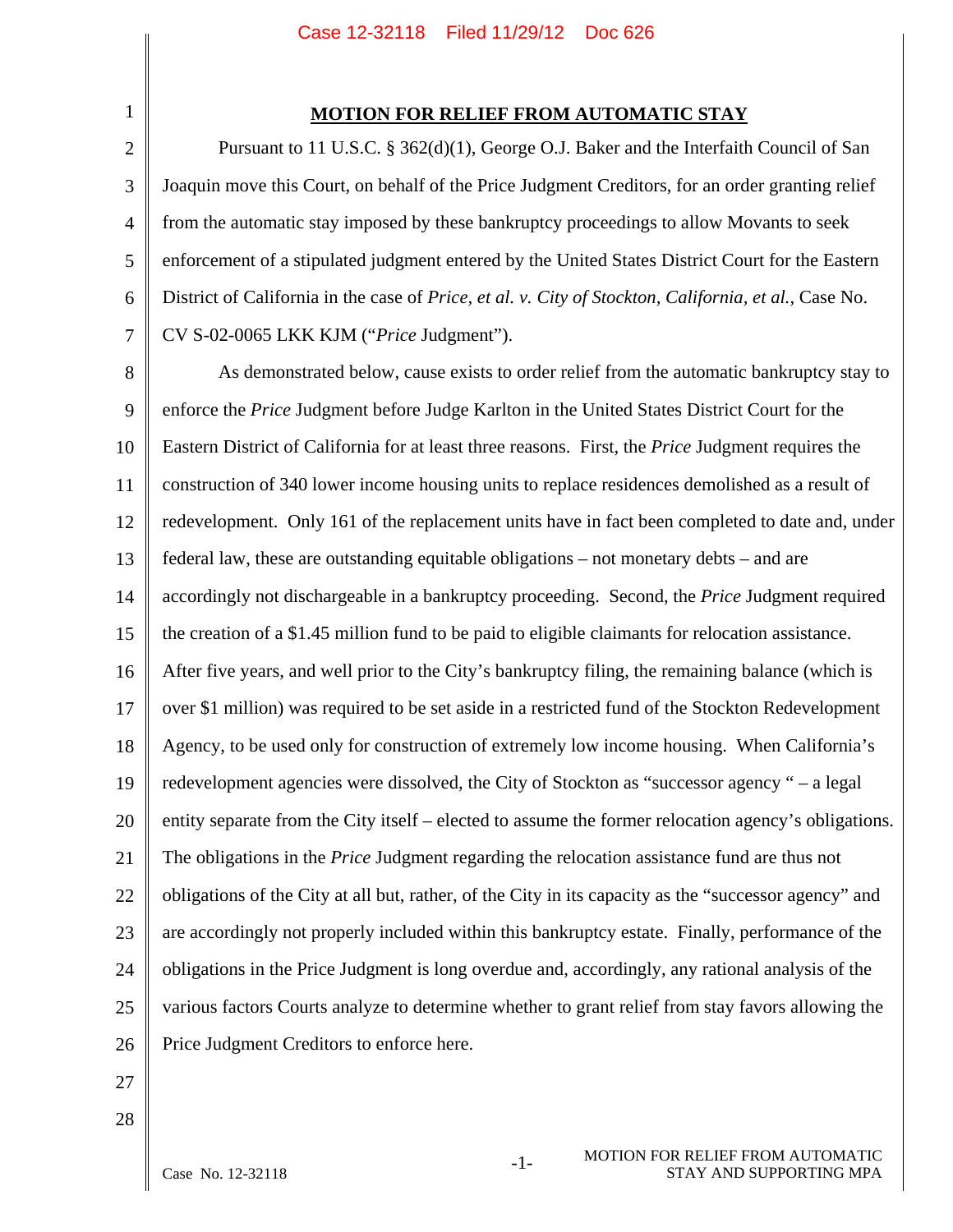## MOTION FOR RELIEF FROM AUTOMATIC STAY

Pursuant to 11 U.S.C. § 362(d)(1), George O.J. Baker and the Interfaith Council of San Joaquin move this Court, on behalf of the Price Judgment Creditors, for an order granting relief from the automatic stay imposed by these bankruptcy proceedings to allow Movants to seek enforcement of a stipulated judgment entered by the United States District Court for the Eastern District of California in the case of *Price, et al. v. City of Stockton, California, et al.*, Case No. CV S-02-0065 LKK KJM ("*Price* Judgment").

As demonstrated below, cause exists to order relief from the automatic bankruptcy stay to enforce the *Price* Judgment before Judge Karlton in the United States District Court for the Eastern District of California for at least three reasons. First, the *Price* Judgment requires the construction of 340 lower income housing units to replace residences demolished as a result of redevelopment. Only 161 of the replacement units have in fact been completed to date and, under federal law, these are outstanding equitable obligations – not monetary debts – and are accordingly not dischargeable in a bankruptcy proceeding. Second, the *Price* Judgment required the creation of a $1.45 million fund to be paid to eligible claimants for relocation assistance. After five years, and well prior to the City's bankruptcy filing, the remaining balance (which is over $1 million) was required to be set aside in a restricted fund of the Stockton Redevelopment Agency, to be used only for construction of extremely low income housing. When California's redevelopment agencies were dissolved, the City of Stockton as "successor agency " – a legal entity separate from the City itself – elected to assume the former relocation agency's obligations. The obligations in the *Price* Judgment regarding the relocation assistance fund are thus not obligations of the City at all but, rather, of the City in its capacity as the "successor agency" and are accordingly not properly included within this bankruptcy estate. Finally, performance of the obligations in the Price Judgment is long overdue and, accordingly, any rational analysis of the various factors Courts analyze to determine whether to grant relief from stay favors allowing the Price Judgment Creditors to enforce here.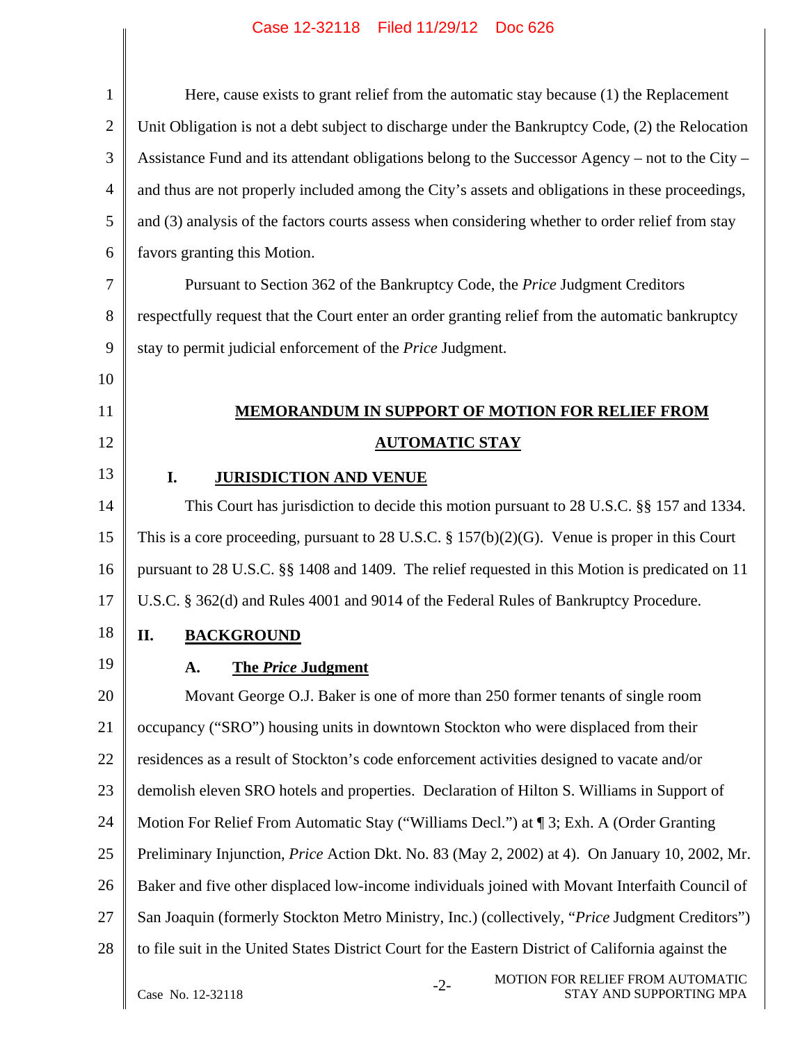Here, cause exists to grant relief from the automatic stay because (1) the Replacement Unit Obligation is not a debt subject to discharge under the Bankruptcy Code, (2) the Relocation Assistance Fund and its attendant obligations belong to the Successor Agency – not to the City – and thus are not properly included among the City's assets and obligations in these proceedings, and (3) analysis of the factors courts assess when considering whether to order relief from stay favors granting this Motion.

Pursuant to Section 362 of the Bankruptcy Code, the *Price* Judgment Creditors respectfully request that the Court enter an order granting relief from the automatic bankruptcy stay to permit judicial enforcement of the *Price* Judgment.

## MEMORANDUM IN SUPPORT OF MOTION FOR RELIEF FROM AUTOMATIC STAY

### I. JURISDICTION AND VENUE

This Court has jurisdiction to decide this motion pursuant to 28 U.S.C. §§ 157 and 1334. This is a core proceeding, pursuant to 28 U.S.C. § 157(b)(2)(G). Venue is proper in this Court pursuant to 28 U.S.C. §§ 1408 and 1409. The relief requested in this Motion is predicated on 11 U.S.C. § 362(d) and Rules 4001 and 9014 of the Federal Rules of Bankruptcy Procedure.

### II. BACKGROUND

#### A. The *Price* Judgment

Movant George O.J. Baker is one of more than 250 former tenants of single room occupancy ("SRO") housing units in downtown Stockton who were displaced from their residences as a result of Stockton's code enforcement activities designed to vacate and/or demolish eleven SRO hotels and properties. Declaration of Hilton S. Williams in Support of Motion For Relief From Automatic Stay ("Williams Decl.") at ¶ 3; Exh. A (Order Granting Preliminary Injunction, *Price* Action Dkt. No. 83 (May 2, 2002) at 4). On January 10, 2002, Mr. Baker and five other displaced low-income individuals joined with Movant Interfaith Council of San Joaquin (formerly Stockton Metro Ministry, Inc.) (collectively, "*Price* Judgment Creditors") to file suit in the United States District Court for the Eastern District of California against the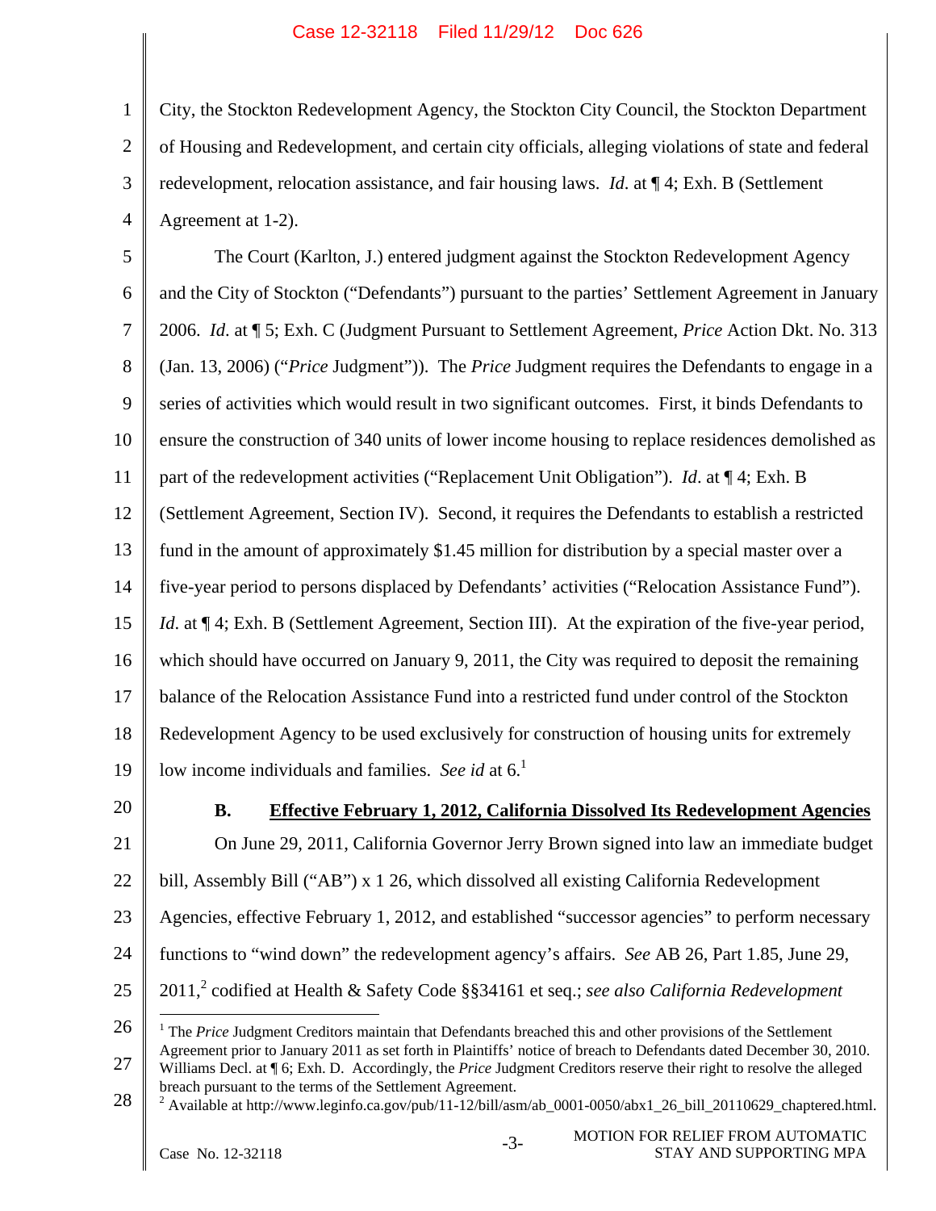City, the Stockton Redevelopment Agency, the Stockton City Council, the Stockton Department of Housing and Redevelopment, and certain city officials, alleging violations of state and federal redevelopment, relocation assistance, and fair housing laws. *Id*. at ¶ 4; Exh. B (Settlement Agreement at 1-2).

The Court (Karlton, J.) entered judgment against the Stockton Redevelopment Agency and the City of Stockton ("Defendants") pursuant to the parties' Settlement Agreement in January 2006. *Id*. at ¶ 5; Exh. C (Judgment Pursuant to Settlement Agreement, *Price* Action Dkt. No. 313 (Jan. 13, 2006) ("*Price* Judgment")). The *Price* Judgment requires the Defendants to engage in a series of activities which would result in two significant outcomes. First, it binds Defendants to ensure the construction of 340 units of lower income housing to replace residences demolished as part of the redevelopment activities ("Replacement Unit Obligation"). *Id*. at ¶ 4; Exh. B (Settlement Agreement, Section IV). Second, it requires the Defendants to establish a restricted fund in the amount of approximately $1.45 million for distribution by a special master over a five-year period to persons displaced by Defendants' activities ("Relocation Assistance Fund"). *Id*. at ¶ 4; Exh. B (Settlement Agreement, Section III). At the expiration of the five-year period, which should have occurred on January 9, 2011, the City was required to deposit the remaining balance of the Relocation Assistance Fund into a restricted fund under control of the Stockton Redevelopment Agency to be used exclusively for construction of housing units for extremely low income individuals and families. *See id* at 6.[1]

### B. Effective February 1, 2012, California Dissolved Its Redevelopment Agencies

On June 29, 2011, California Governor Jerry Brown signed into law an immediate budget bill, Assembly Bill ("AB") x 1 26, which dissolved all existing California Redevelopment Agencies, effective February 1, 2012, and established "successor agencies" to perform necessary functions to "wind down" the redevelopment agency's affairs. *See* AB 26, Part 1.85, June 29, 2011,[2] codified at Health & Safety Code §§34161 et seq.; *see also California Redevelopment*

---

[1] The *Price* Judgment Creditors maintain that Defendants breached this and other provisions of the Settlement Agreement prior to January 2011 as set forth in Plaintiffs' notice of breach to Defendants dated December 30, 2010. Williams Decl. at ¶ 6; Exh. D. Accordingly, the *Price* Judgment Creditors reserve their right to resolve the alleged breach pursuant to the terms of the Settlement Agreement.

[2] Available at http://www.leginfo.ca.gov/pub/11-12/bill/asm/ab_0001-0050/abx1_26_bill_20110629_chaptered.html.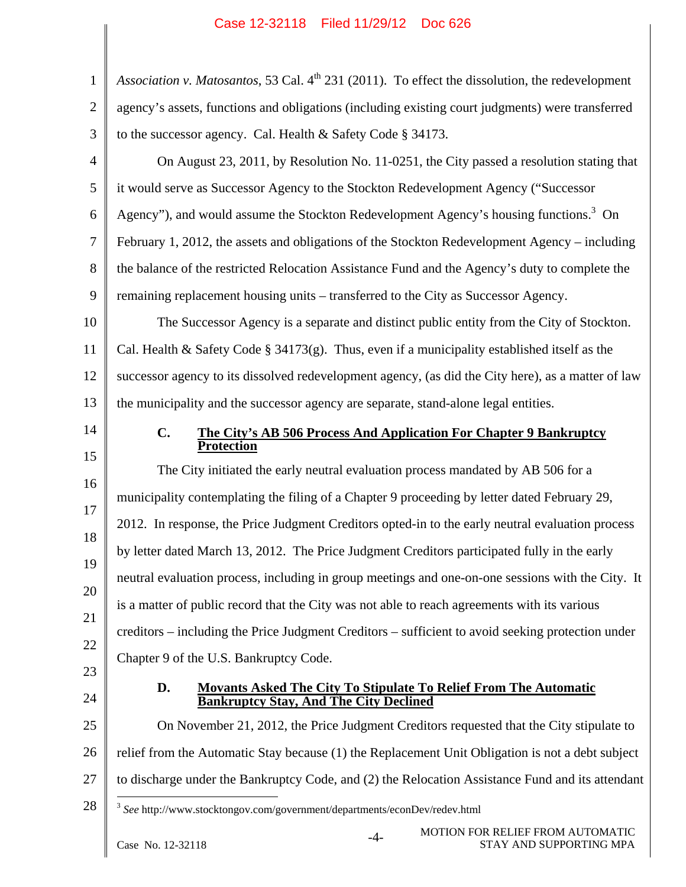*Association v. Matosantos*, 53 Cal. 4th 231 (2011). To effect the dissolution, the redevelopment agency's assets, functions and obligations (including existing court judgments) were transferred to the successor agency. Cal. Health & Safety Code § 34173.

On August 23, 2011, by Resolution No. 11-0251, the City passed a resolution stating that it would serve as Successor Agency to the Stockton Redevelopment Agency ("Successor Agency"), and would assume the Stockton Redevelopment Agency's housing functions.[3] On February 1, 2012, the assets and obligations of the Stockton Redevelopment Agency – including the balance of the restricted Relocation Assistance Fund and the Agency's duty to complete the remaining replacement housing units – transferred to the City as Successor Agency.

The Successor Agency is a separate and distinct public entity from the City of Stockton. Cal. Health & Safety Code § 34173(g). Thus, even if a municipality established itself as the successor agency to its dissolved redevelopment agency, (as did the City here), as a matter of law the municipality and the successor agency are separate, stand-alone legal entities.

### C. The City's AB 506 Process And Application For Chapter 9 Bankruptcy Protection

The City initiated the early neutral evaluation process mandated by AB 506 for a municipality contemplating the filing of a Chapter 9 proceeding by letter dated February 29, 2012. In response, the Price Judgment Creditors opted-in to the early neutral evaluation process by letter dated March 13, 2012. The Price Judgment Creditors participated fully in the early neutral evaluation process, including in group meetings and one-on-one sessions with the City. It is a matter of public record that the City was not able to reach agreements with its various creditors – including the Price Judgment Creditors – sufficient to avoid seeking protection under Chapter 9 of the U.S. Bankruptcy Code.

### D. Movants Asked The City To Stipulate To Relief From The Automatic Bankruptcy Stay, And The City Declined

On November 21, 2012, the Price Judgment Creditors requested that the City stipulate to relief from the Automatic Stay because (1) the Replacement Unit Obligation is not a debt subject to discharge under the Bankruptcy Code, and (2) the Relocation Assistance Fund and its attendant

[3] *See* http://www.stocktongov.com/government/departments/econDev/redev.html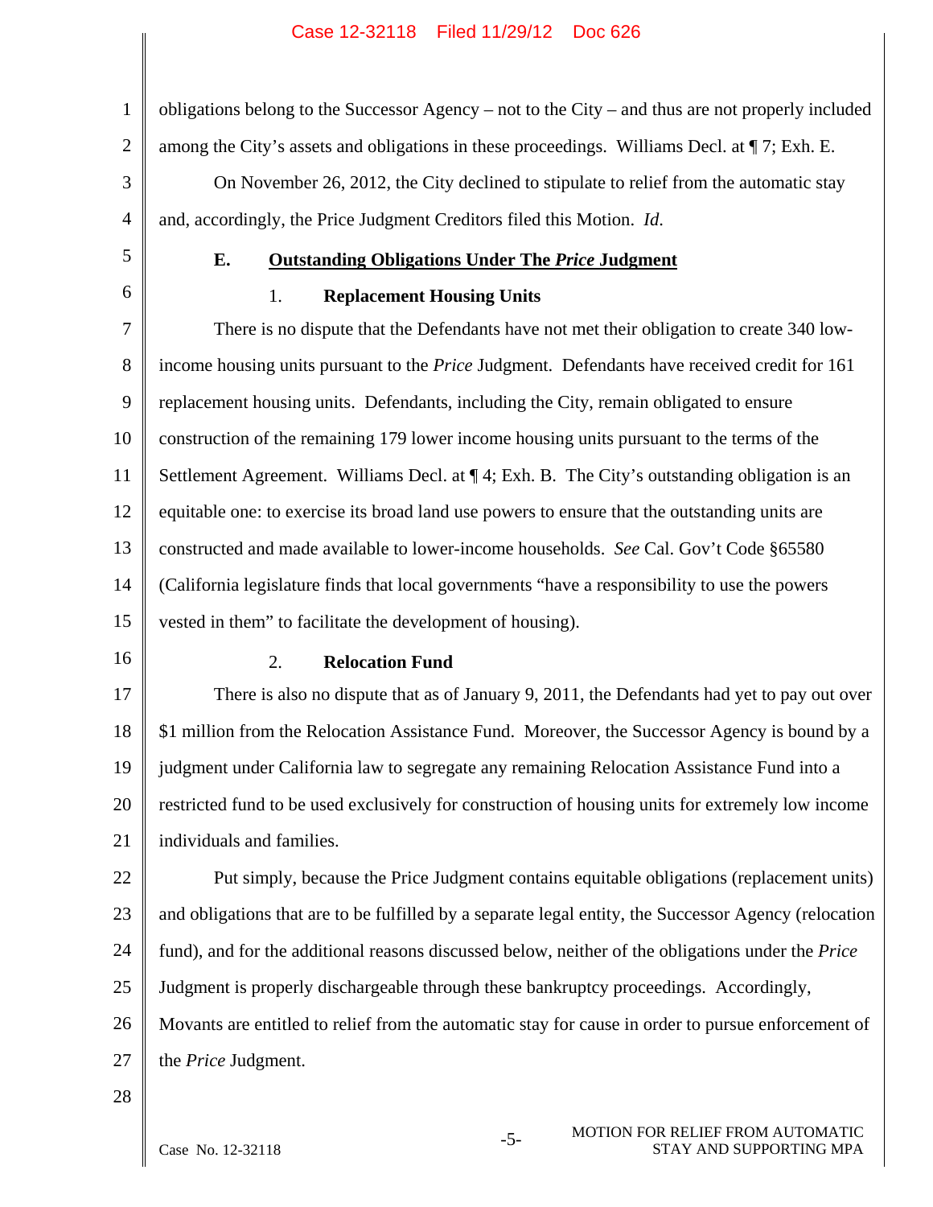obligations belong to the Successor Agency – not to the City – and thus are not properly included among the City's assets and obligations in these proceedings. Williams Decl. at ¶ 7; Exh. E.

On November 26, 2012, the City declined to stipulate to relief from the automatic stay and, accordingly, the Price Judgment Creditors filed this Motion. *Id*.

### E. Outstanding Obligations Under The *Price* Judgment

#### 1. Replacement Housing Units

There is no dispute that the Defendants have not met their obligation to create 340 low-income housing units pursuant to the *Price* Judgment. Defendants have received credit for 161 replacement housing units. Defendants, including the City, remain obligated to ensure construction of the remaining 179 lower income housing units pursuant to the terms of the Settlement Agreement. Williams Decl. at ¶ 4; Exh. B. The City's outstanding obligation is an equitable one: to exercise its broad land use powers to ensure that the outstanding units are constructed and made available to lower-income households. *See* Cal. Gov't Code §65580 (California legislature finds that local governments "have a responsibility to use the powers vested in them" to facilitate the development of housing).

#### 2. Relocation Fund

There is also no dispute that as of January 9, 2011, the Defendants had yet to pay out over $1 million from the Relocation Assistance Fund. Moreover, the Successor Agency is bound by a judgment under California law to segregate any remaining Relocation Assistance Fund into a restricted fund to be used exclusively for construction of housing units for extremely low income individuals and families.

Put simply, because the Price Judgment contains equitable obligations (replacement units) and obligations that are to be fulfilled by a separate legal entity, the Successor Agency (relocation fund), and for the additional reasons discussed below, neither of the obligations under the *Price* Judgment is properly dischargeable through these bankruptcy proceedings. Accordingly, Movants are entitled to relief from the automatic stay for cause in order to pursue enforcement of the *Price* Judgment.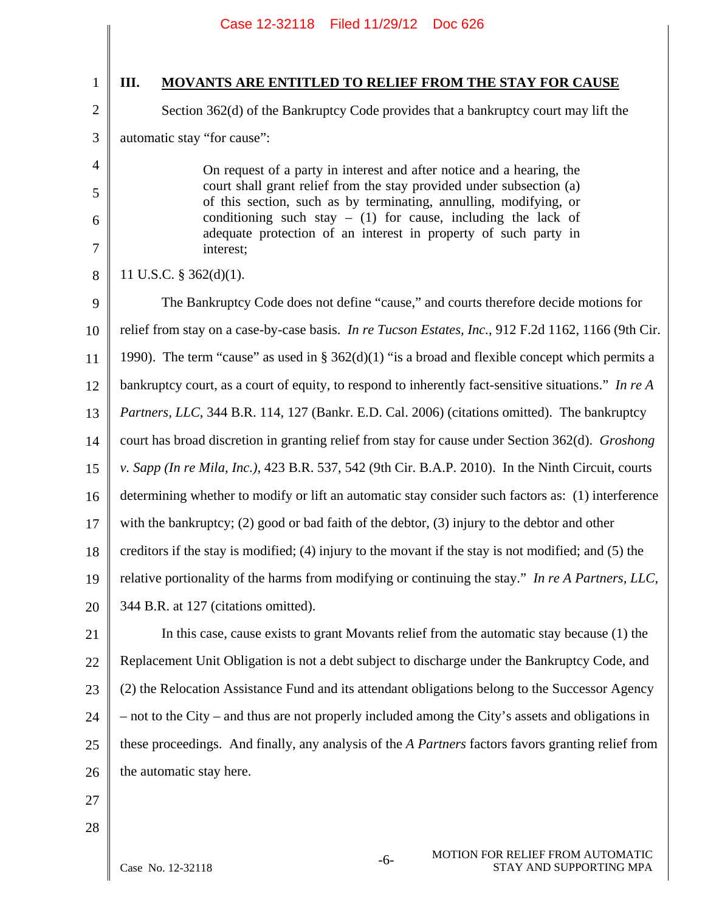## III. MOVANTS ARE ENTITLED TO RELIEF FROM THE STAY FOR CAUSE

Section 362(d) of the Bankruptcy Code provides that a bankruptcy court may lift the automatic stay "for cause":

> On request of a party in interest and after notice and a hearing, the court shall grant relief from the stay provided under subsection (a) of this section, such as by terminating, annulling, modifying, or conditioning such stay – (1) for cause, including the lack of adequate protection of an interest in property of such party in interest;

11 U.S.C. § 362(d)(1).

The Bankruptcy Code does not define "cause," and courts therefore decide motions for relief from stay on a case-by-case basis. *In re Tucson Estates, Inc.*, 912 F.2d 1162, 1166 (9th Cir. 1990). The term "cause" as used in § 362(d)(1) "is a broad and flexible concept which permits a bankruptcy court, as a court of equity, to respond to inherently fact-sensitive situations." *In re A Partners, LLC*, 344 B.R. 114, 127 (Bankr. E.D. Cal. 2006) (citations omitted). The bankruptcy court has broad discretion in granting relief from stay for cause under Section 362(d). *Groshong v. Sapp (In re Mila, Inc.)*, 423 B.R. 537, 542 (9th Cir. B.A.P. 2010). In the Ninth Circuit, courts determining whether to modify or lift an automatic stay consider such factors as: (1) interference with the bankruptcy; (2) good or bad faith of the debtor, (3) injury to the debtor and other creditors if the stay is modified; (4) injury to the movant if the stay is not modified; and (5) the relative portionality of the harms from modifying or continuing the stay." *In re A Partners, LLC*, 344 B.R. at 127 (citations omitted).

In this case, cause exists to grant Movants relief from the automatic stay because (1) the Replacement Unit Obligation is not a debt subject to discharge under the Bankruptcy Code, and (2) the Relocation Assistance Fund and its attendant obligations belong to the Successor Agency – not to the City – and thus are not properly included among the City's assets and obligations in these proceedings. And finally, any analysis of the *A Partners* factors favors granting relief from the automatic stay here.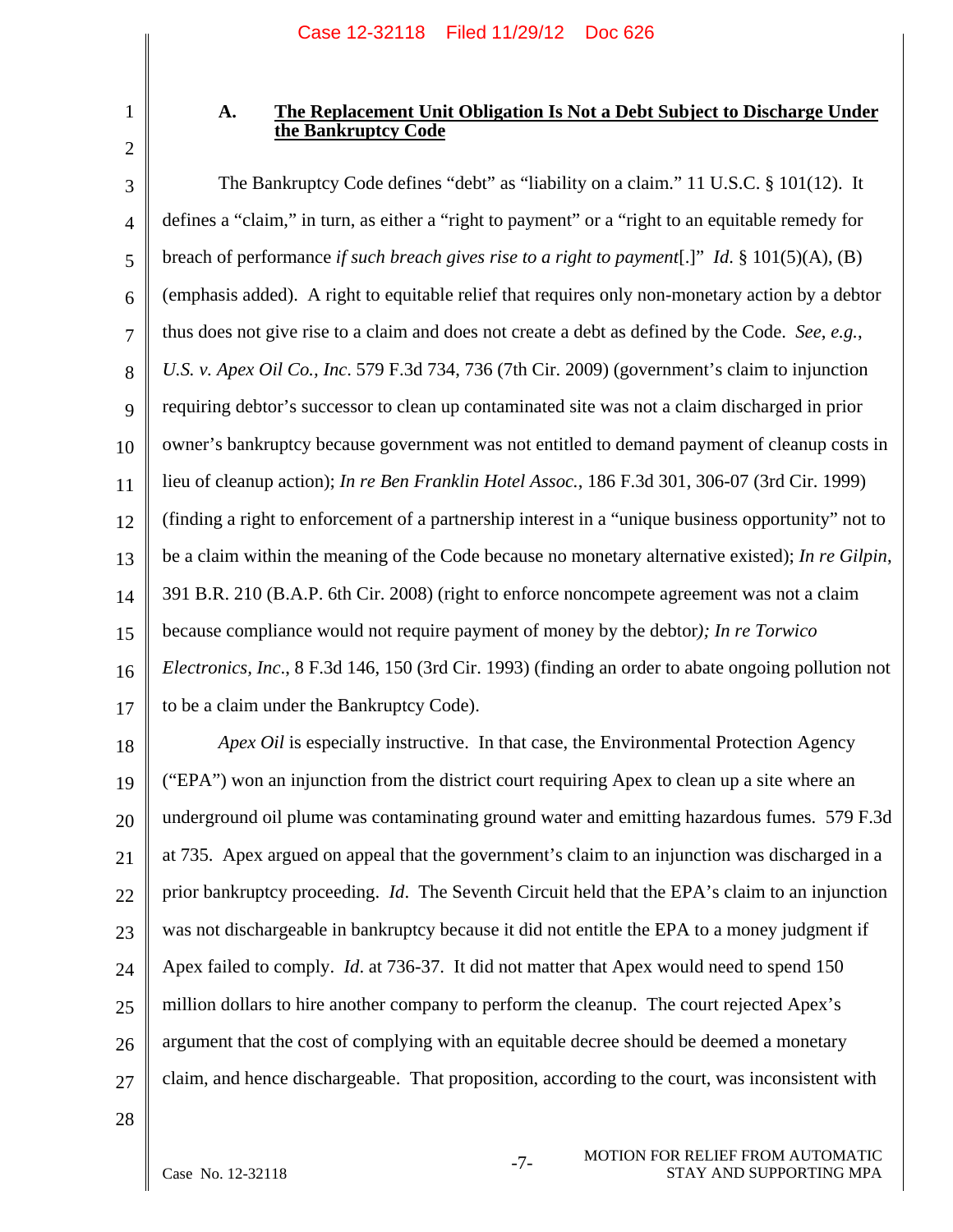### A. The Replacement Unit Obligation Is Not a Debt Subject to Discharge Under the Bankruptcy Code

The Bankruptcy Code defines "debt" as "liability on a claim." 11 U.S.C. § 101(12). It defines a "claim," in turn, as either a "right to payment" or a "right to an equitable remedy for breach of performance *if such breach gives rise to a right to payment*[.]" *Id.* § 101(5)(A), (B) (emphasis added). A right to equitable relief that requires only non-monetary action by a debtor thus does not give rise to a claim and does not create a debt as defined by the Code. *See*, *e.g.*, *U.S. v. Apex Oil Co., Inc*. 579 F.3d 734, 736 (7th Cir. 2009) (government's claim to injunction requiring debtor's successor to clean up contaminated site was not a claim discharged in prior owner's bankruptcy because government was not entitled to demand payment of cleanup costs in lieu of cleanup action); *In re Ben Franklin Hotel Assoc.*, 186 F.3d 301, 306-07 (3rd Cir. 1999) (finding a right to enforcement of a partnership interest in a "unique business opportunity" not to be a claim within the meaning of the Code because no monetary alternative existed); *In re Gilpin*, 391 B.R. 210 (B.A.P. 6th Cir. 2008) (right to enforce noncompete agreement was not a claim because compliance would not require payment of money by the debtor*); In re Torwico Electronics, Inc*., 8 F.3d 146, 150 (3rd Cir. 1993) (finding an order to abate ongoing pollution not to be a claim under the Bankruptcy Code).

*Apex Oil* is especially instructive. In that case, the Environmental Protection Agency ("EPA") won an injunction from the district court requiring Apex to clean up a site where an underground oil plume was contaminating ground water and emitting hazardous fumes. 579 F.3d at 735. Apex argued on appeal that the government's claim to an injunction was discharged in a prior bankruptcy proceeding. *Id*. The Seventh Circuit held that the EPA's claim to an injunction was not dischargeable in bankruptcy because it did not entitle the EPA to a money judgment if Apex failed to comply. *Id*. at 736-37. It did not matter that Apex would need to spend 150 million dollars to hire another company to perform the cleanup. The court rejected Apex's argument that the cost of complying with an equitable decree should be deemed a monetary claim, and hence dischargeable. That proposition, according to the court, was inconsistent with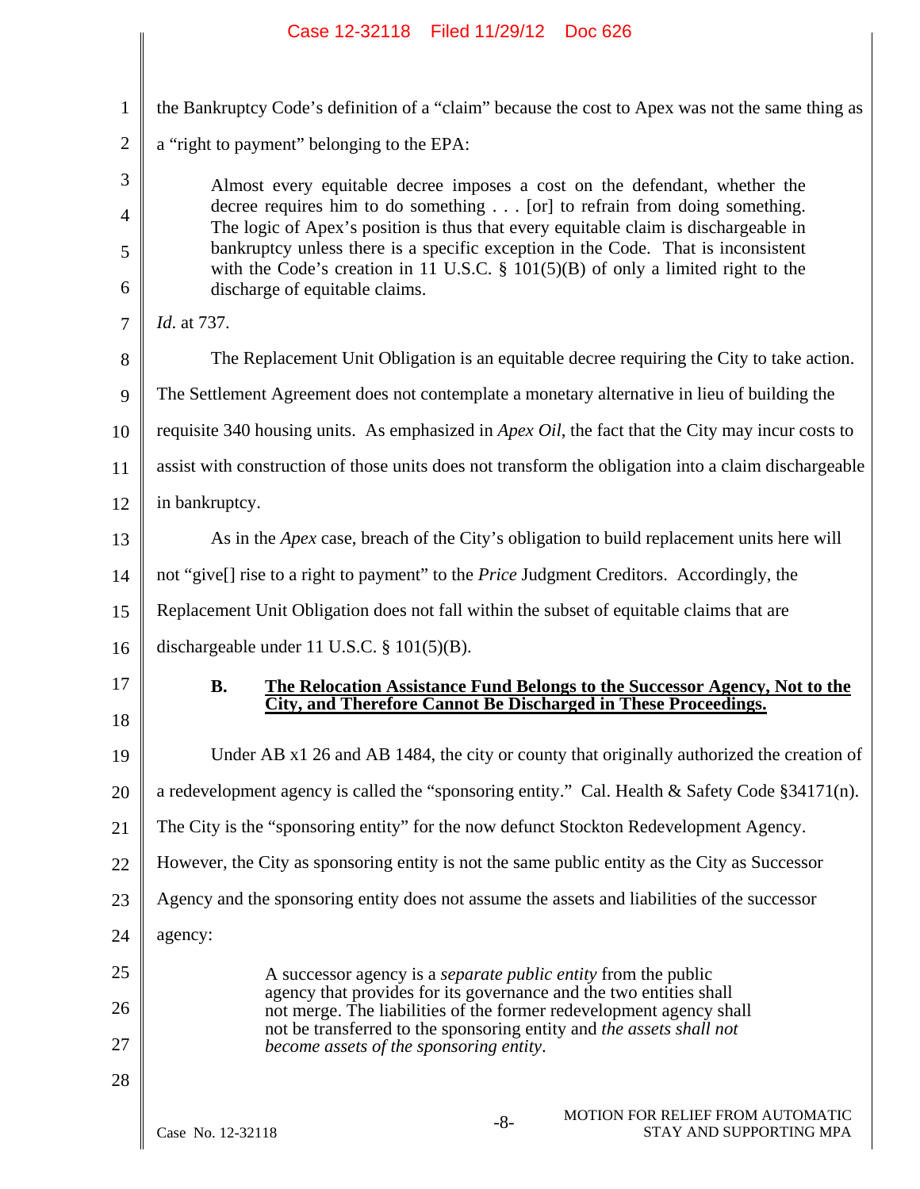the Bankruptcy Code's definition of a "claim" because the cost to Apex was not the same thing as a "right to payment" belonging to the EPA:

> Almost every equitable decree imposes a cost on the defendant, whether the decree requires him to do something . . . [or] to refrain from doing something. The logic of Apex's position is thus that every equitable claim is dischargeable in bankruptcy unless there is a specific exception in the Code. That is inconsistent with the Code's creation in 11 U.S.C. § 101(5)(B) of only a limited right to the discharge of equitable claims.

*Id.* at 737.

The Replacement Unit Obligation is an equitable decree requiring the City to take action. The Settlement Agreement does not contemplate a monetary alternative in lieu of building the requisite 340 housing units. As emphasized in *Apex Oil*, the fact that the City may incur costs to assist with construction of those units does not transform the obligation into a claim dischargeable in bankruptcy.

As in the *Apex* case, breach of the City's obligation to build replacement units here will not "give[] rise to a right to payment" to the *Price* Judgment Creditors. Accordingly, the Replacement Unit Obligation does not fall within the subset of equitable claims that are dischargeable under 11 U.S.C. § 101(5)(B).

### B. The Relocation Assistance Fund Belongs to the Successor Agency, Not to the City, and Therefore Cannot Be Discharged in These Proceedings.

Under AB x1 26 and AB 1484, the city or county that originally authorized the creation of a redevelopment agency is called the "sponsoring entity." Cal. Health & Safety Code §34171(n). The City is the "sponsoring entity" for the now defunct Stockton Redevelopment Agency. However, the City as sponsoring entity is not the same public entity as the City as Successor Agency and the sponsoring entity does not assume the assets and liabilities of the successor agency:

> A successor agency is a *separate public entity* from the public agency that provides for its governance and the two entities shall not merge. The liabilities of the former redevelopment agency shall not be transferred to the sponsoring entity and *the assets shall not become assets of the sponsoring entity*.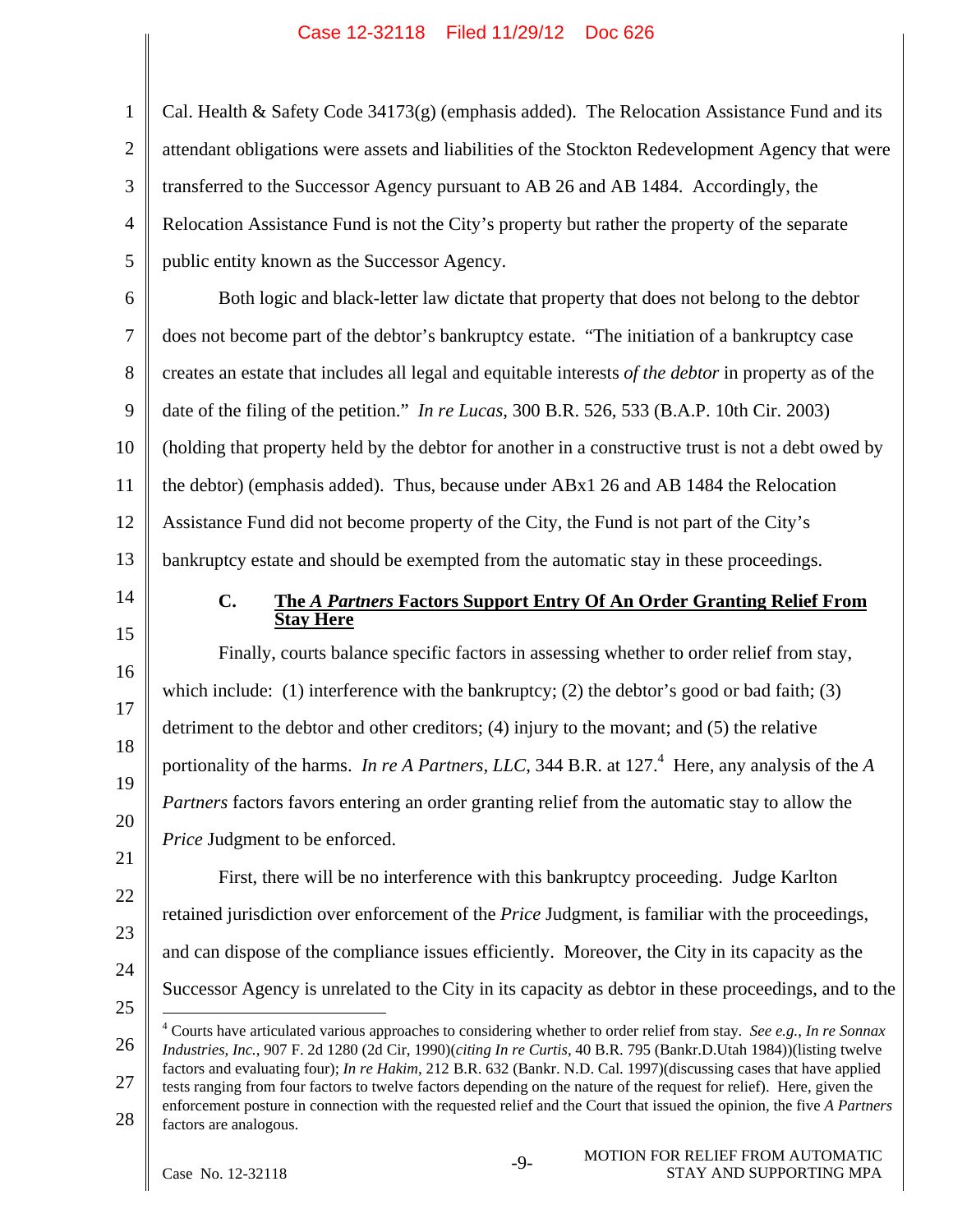Cal. Health & Safety Code 34173(g) (emphasis added). The Relocation Assistance Fund and its attendant obligations were assets and liabilities of the Stockton Redevelopment Agency that were transferred to the Successor Agency pursuant to AB 26 and AB 1484. Accordingly, the Relocation Assistance Fund is not the City's property but rather the property of the separate public entity known as the Successor Agency.

Both logic and black-letter law dictate that property that does not belong to the debtor does not become part of the debtor's bankruptcy estate. "The initiation of a bankruptcy case creates an estate that includes all legal and equitable interests *of the debtor* in property as of the date of the filing of the petition." *In re Lucas*, 300 B.R. 526, 533 (B.A.P. 10th Cir. 2003) (holding that property held by the debtor for another in a constructive trust is not a debt owed by the debtor) (emphasis added). Thus, because under ABx1 26 and AB 1484 the Relocation Assistance Fund did not become property of the City, the Fund is not part of the City's bankruptcy estate and should be exempted from the automatic stay in these proceedings.

### C. The *A Partners* Factors Support Entry Of An Order Granting Relief From Stay Here

Finally, courts balance specific factors in assessing whether to order relief from stay, which include: (1) interference with the bankruptcy; (2) the debtor's good or bad faith; (3) detriment to the debtor and other creditors; (4) injury to the movant; and (5) the relative portionality of the harms. *In re A Partners, LLC*, 344 B.R. at 127.[4] Here, any analysis of the *A Partners* factors favors entering an order granting relief from the automatic stay to allow the *Price* Judgment to be enforced.

First, there will be no interference with this bankruptcy proceeding. Judge Karlton retained jurisdiction over enforcement of the *Price* Judgment, is familiar with the proceedings, and can dispose of the compliance issues efficiently. Moreover, the City in its capacity as the Successor Agency is unrelated to the City in its capacity as debtor in these proceedings, and to the

---

[4] Courts have articulated various approaches to considering whether to order relief from stay. *See e.g.*, *In re Sonnax Industries, Inc.*, 907 F. 2d 1280 (2d Cir, 1990)(*citing In re Curtis*, 40 B.R. 795 (Bankr.D.Utah 1984))(listing twelve factors and evaluating four); *In re Hakim*, 212 B.R. 632 (Bankr. N.D. Cal. 1997)(discussing cases that have applied tests ranging from four factors to twelve factors depending on the nature of the request for relief). Here, given the enforcement posture in connection with the requested relief and the Court that issued the opinion, the five *A Partners* factors are analogous.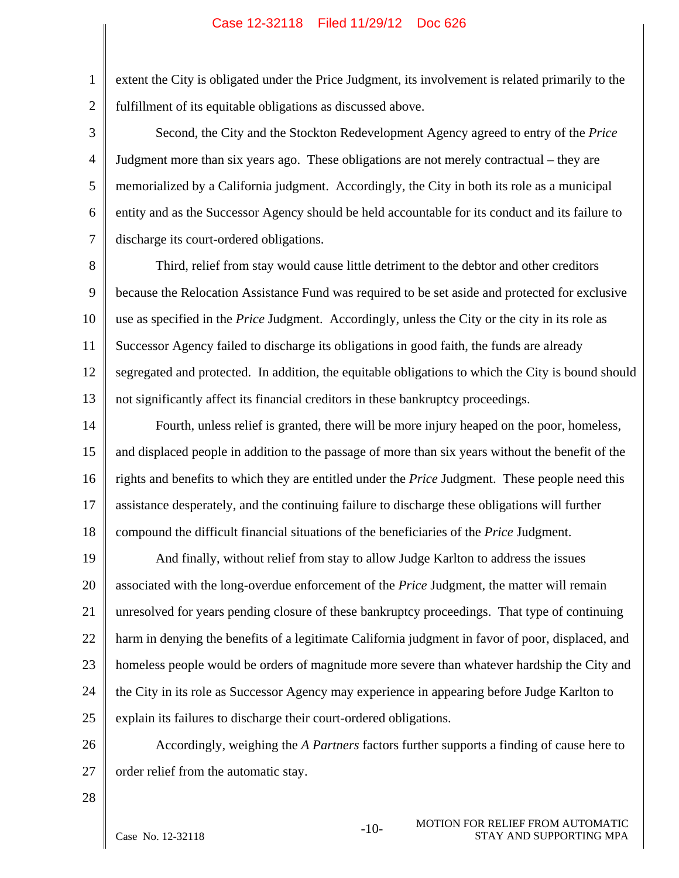extent the City is obligated under the Price Judgment, its involvement is related primarily to the fulfillment of its equitable obligations as discussed above.

Second, the City and the Stockton Redevelopment Agency agreed to entry of the *Price* Judgment more than six years ago. These obligations are not merely contractual – they are memorialized by a California judgment. Accordingly, the City in both its role as a municipal entity and as the Successor Agency should be held accountable for its conduct and its failure to discharge its court-ordered obligations.

Third, relief from stay would cause little detriment to the debtor and other creditors because the Relocation Assistance Fund was required to be set aside and protected for exclusive use as specified in the *Price* Judgment. Accordingly, unless the City or the city in its role as Successor Agency failed to discharge its obligations in good faith, the funds are already segregated and protected. In addition, the equitable obligations to which the City is bound should not significantly affect its financial creditors in these bankruptcy proceedings.

Fourth, unless relief is granted, there will be more injury heaped on the poor, homeless, and displaced people in addition to the passage of more than six years without the benefit of the rights and benefits to which they are entitled under the *Price* Judgment. These people need this assistance desperately, and the continuing failure to discharge these obligations will further compound the difficult financial situations of the beneficiaries of the *Price* Judgment.

And finally, without relief from stay to allow Judge Karlton to address the issues associated with the long-overdue enforcement of the *Price* Judgment, the matter will remain unresolved for years pending closure of these bankruptcy proceedings. That type of continuing harm in denying the benefits of a legitimate California judgment in favor of poor, displaced, and homeless people would be orders of magnitude more severe than whatever hardship the City and the City in its role as Successor Agency may experience in appearing before Judge Karlton to explain its failures to discharge their court-ordered obligations.

Accordingly, weighing the *A Partners* factors further supports a finding of cause here to order relief from the automatic stay.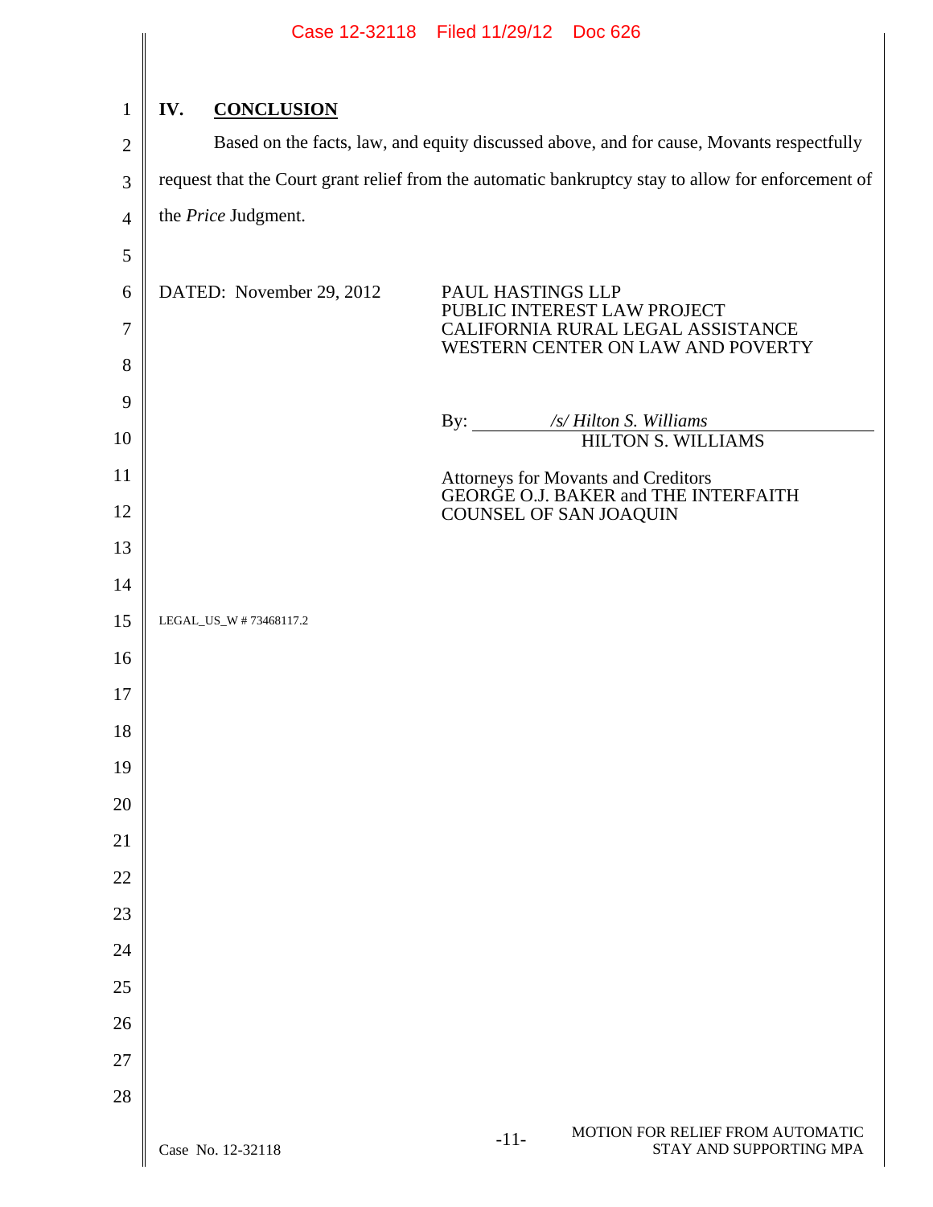## IV. CONCLUSION

Based on the facts, law, and equity discussed above, and for cause, Movants respectfully request that the Court grant relief from the automatic bankruptcy stay to allow for enforcement of the *Price* Judgment.

DATED: November 29, 2012

PAUL HASTINGS LLP
PUBLIC INTEREST LAW PROJECT
CALIFORNIA RURAL LEGAL ASSISTANCE
WESTERN CENTER ON LAW AND POVERTY

By: */s/ Hilton S. Williams*
HILTON S. WILLIAMS

Attorneys for Movants and Creditors
GEORGE O.J. BAKER and THE INTERFAITH
COUNSEL OF SAN JOAQUIN

LEGAL_US_W # 73468117.2